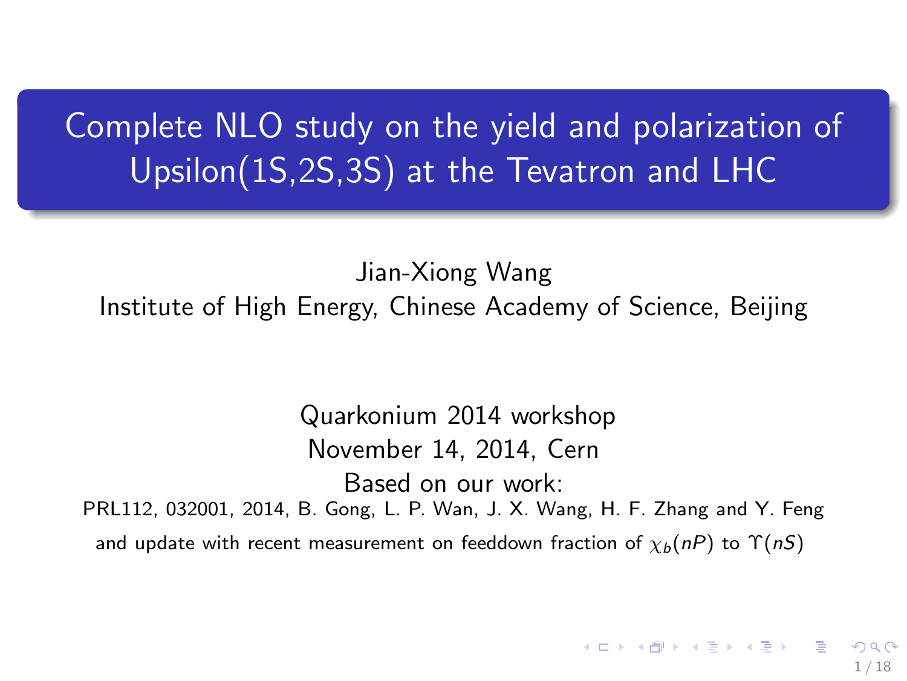# Complete NLO study on the yield and polarization of Upsilon(1S,2S,3S) at the Tevatron and LHC

Jian-Xiong Wang

Institute of High Energy, Chinese Academy of Science, Beijing

Quarkonium 2014 workshop

November 14, 2014, Cern

Based on our work:

PRL112, 032001, 2014, B. Gong, L. P. Wan, J. X. Wang, H. F. Zhang and Y. Feng

and update with recent measurement on feeddown fraction of $\chi_b(nP)$ to $\Upsilon(nS)$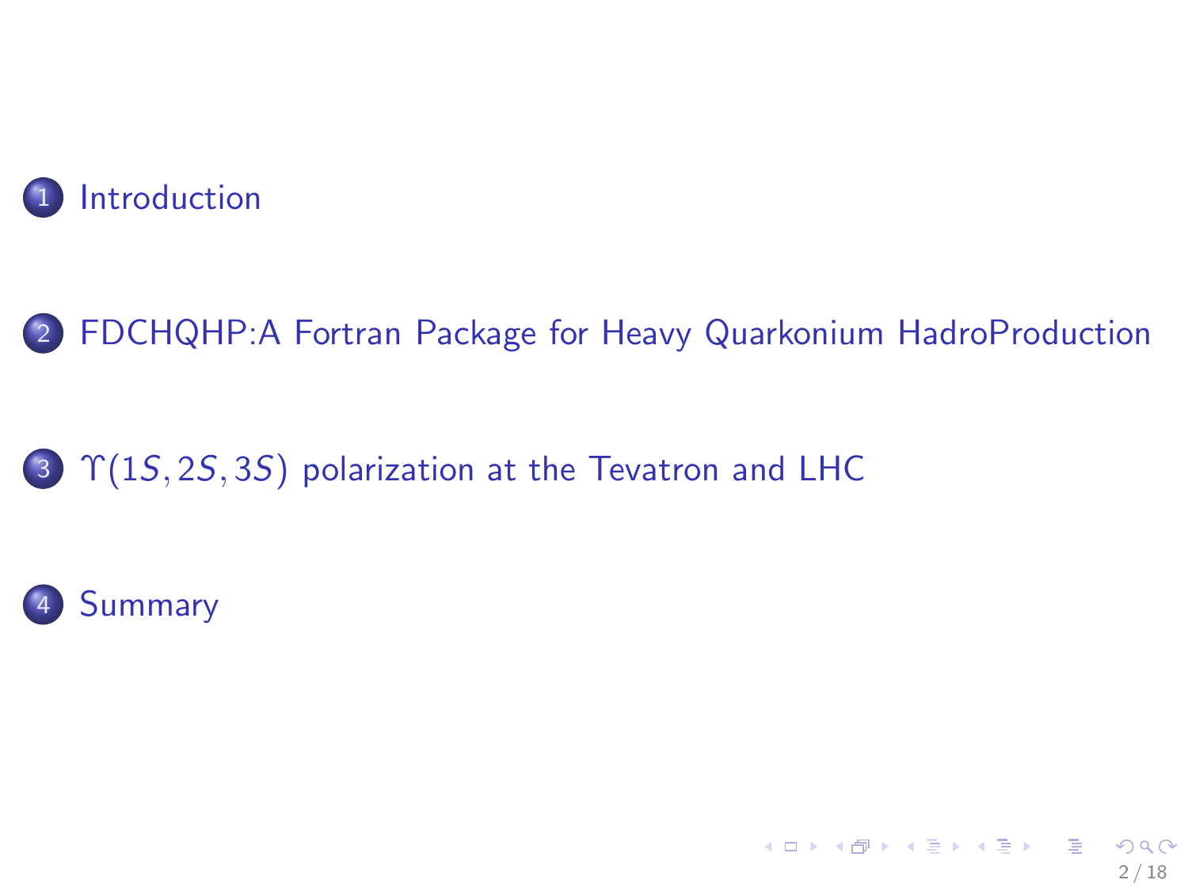1. Introduction

2. FDCHQHP:A Fortran Package for Heavy Quarkonium HadroProduction

3. $\Upsilon(1S, 2S, 3S)$ polarization at the Tevatron and LHC

4. Summary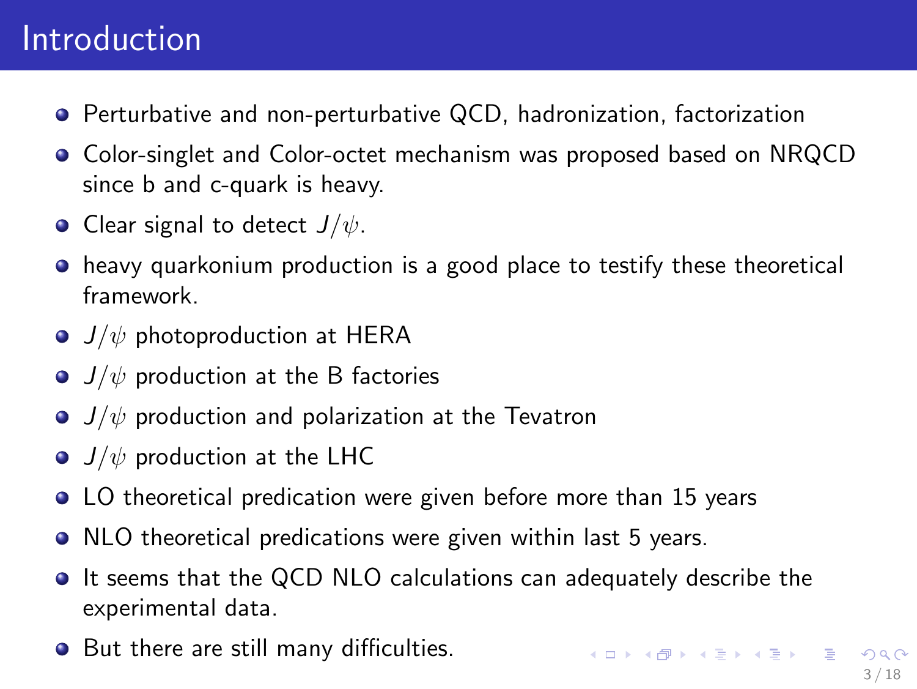# Introduction

- Perturbative and non-perturbative QCD, hadronization, factorization
- Color-singlet and Color-octet mechanism was proposed based on NRQCD since b and c-quark is heavy.
- Clear signal to detect $J/\psi$.
- heavy quarkonium production is a good place to testify these theoretical framework.
- $J/\psi$ photoproduction at HERA
- $J/\psi$ production at the B factories
- $J/\psi$ production and polarization at the Tevatron
- $J/\psi$ production at the LHC
- LO theoretical predication were given before more than 15 years
- NLO theoretical predications were given within last 5 years.
- It seems that the QCD NLO calculations can adequately describe the experimental data.
- But there are still many difficulties.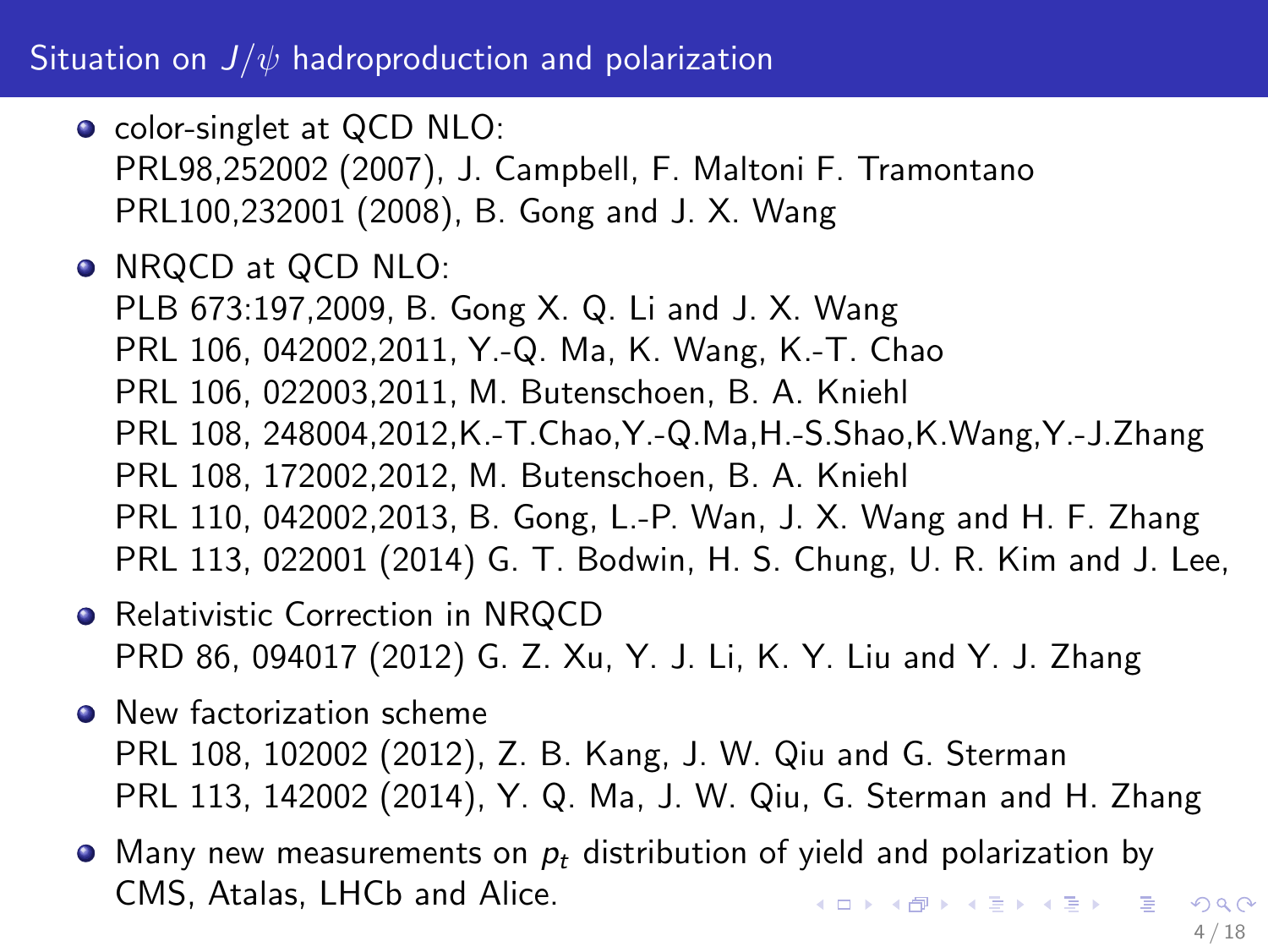# Situation on $J/\psi$ hadroproduction and polarization

- color-singlet at QCD NLO:
  PRL98,252002 (2007), J. Campbell, F. Maltoni F. Tramontano
  PRL100,232001 (2008), B. Gong and J. X. Wang
- NRQCD at QCD NLO:
  PLB 673:197,2009, B. Gong X. Q. Li and J. X. Wang
  PRL 106, 042002,2011, Y.-Q. Ma, K. Wang, K.-T. Chao
  PRL 106, 022003,2011, M. Butenschoen, B. A. Kniehl
  PRL 108, 248004,2012,K.-T.Chao,Y.-Q.Ma,H.-S.Shao,K.Wang,Y.-J.Zhang
  PRL 108, 172002,2012, M. Butenschoen, B. A. Kniehl
  PRL 110, 042002,2013, B. Gong, L.-P. Wan, J. X. Wang and H. F. Zhang
  PRL 113, 022001 (2014) G. T. Bodwin, H. S. Chung, U. R. Kim and J. Lee,
- Relativistic Correction in NRQCD
  PRD 86, 094017 (2012) G. Z. Xu, Y. J. Li, K. Y. Liu and Y. J. Zhang
- New factorization scheme
  PRL 108, 102002 (2012), Z. B. Kang, J. W. Qiu and G. Sterman
  PRL 113, 142002 (2014), Y. Q. Ma, J. W. Qiu, G. Sterman and H. Zhang
- Many new measurements on $p_t$ distribution of yield and polarization by CMS, Atalas, LHCb and Alice.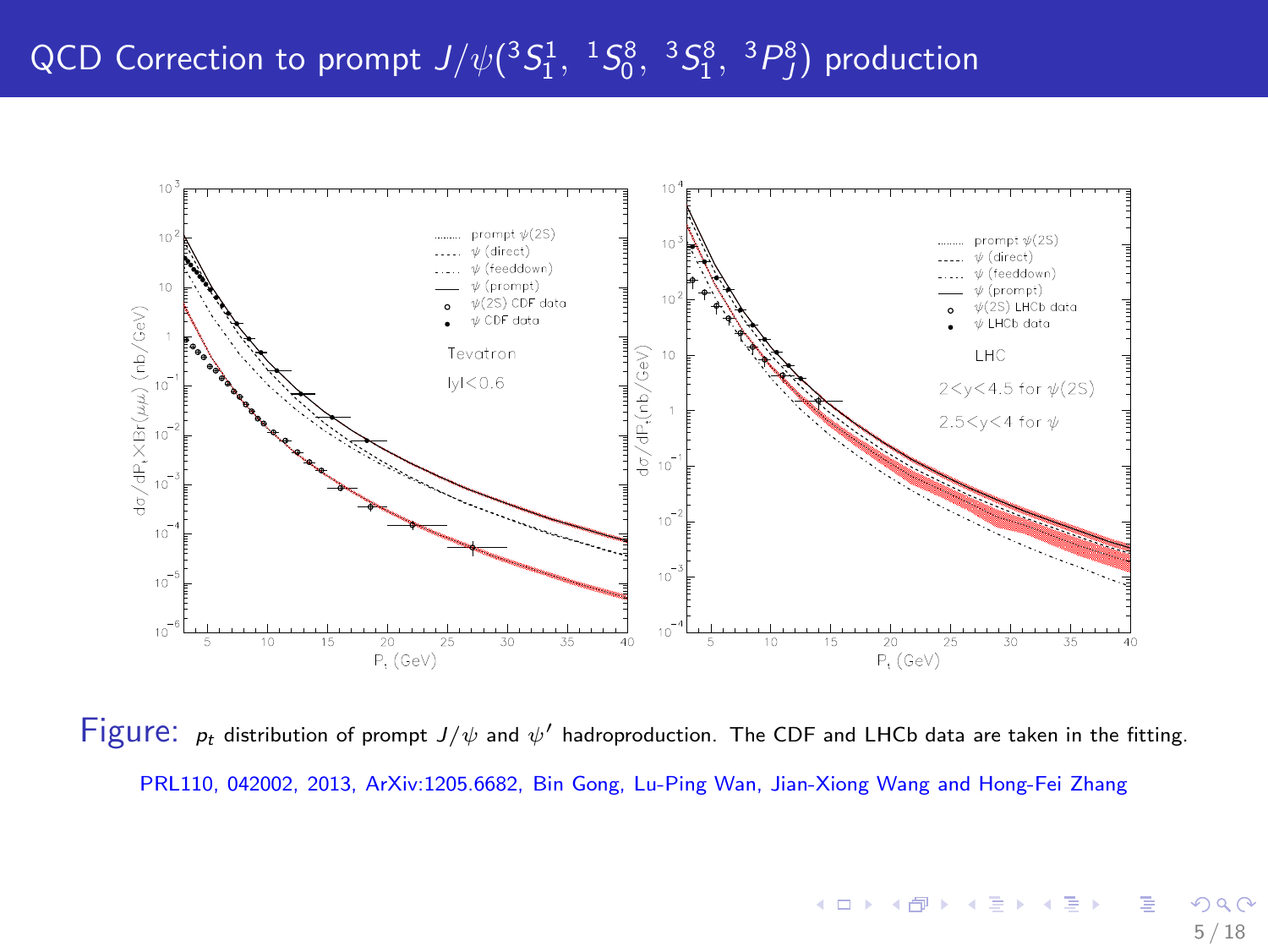# QCD Correction to prompt $J/\psi({}^3S_1^1,\ {}^1S_0^8,\ {}^3S_1^8,\ {}^3P_J^8)$ production

Figure: $p_t$ distribution of prompt $J/\psi$ and $\psi'$ hadroproduction. The CDF and LHCb data are taken in the fitting.

PRL110, 042002, 2013, ArXiv:1205.6682, Bin Gong, Lu-Ping Wan, Jian-Xiong Wang and Hong-Fei Zhang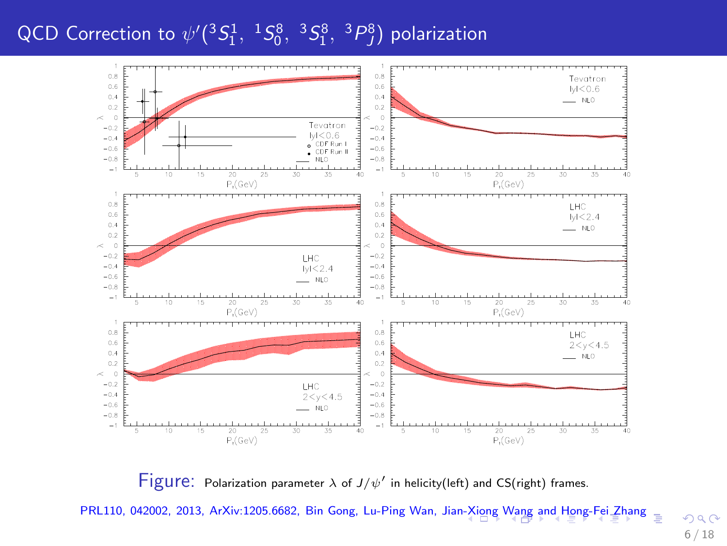# QCD Correction to $\psi'(^3S_1^1,\ ^1S_0^8,\ ^3S_1^8,\ ^3P_J^8)$ polarization

Figure: Polarization parameter $\lambda$ of $J/\psi'$ in helicity(left) and CS(right) frames.

PRL110, 042002, 2013, ArXiv:1205.6682, Bin Gong, Lu-Ping Wan, Jian-Xiong Wang and Hong-Fei Zhang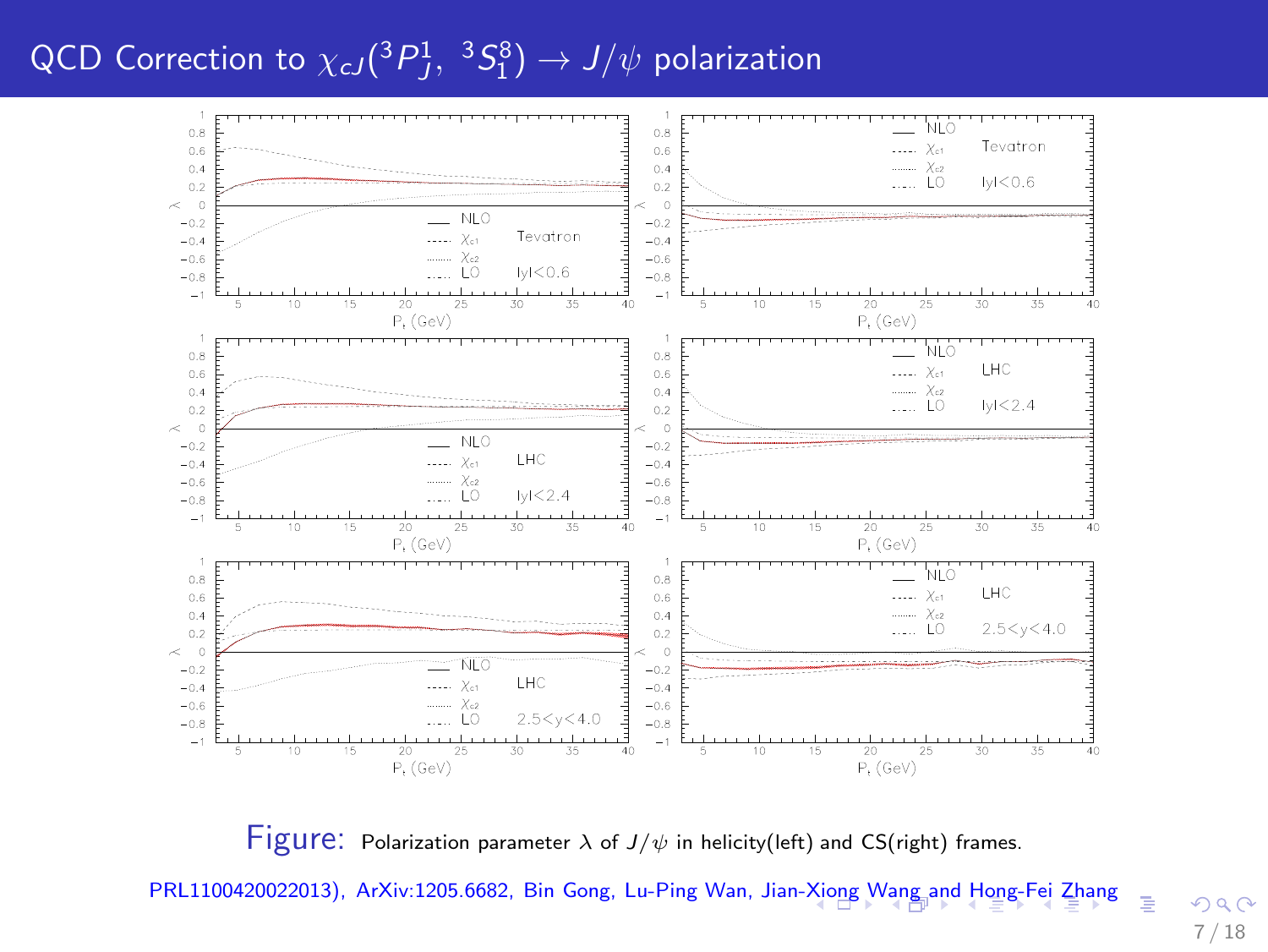# QCD Correction to $\chi_{cJ}(^3P_J^1,\ ^3S_1^8) \to J/\psi$ polarization

Figure: Polarization parameter $\lambda$ of $J/\psi$ in helicity(left) and CS(right) frames.

PRL1100420022013), ArXiv:1205.6682, Bin Gong, Lu-Ping Wan, Jian-Xiong Wang and Hong-Fei Zhang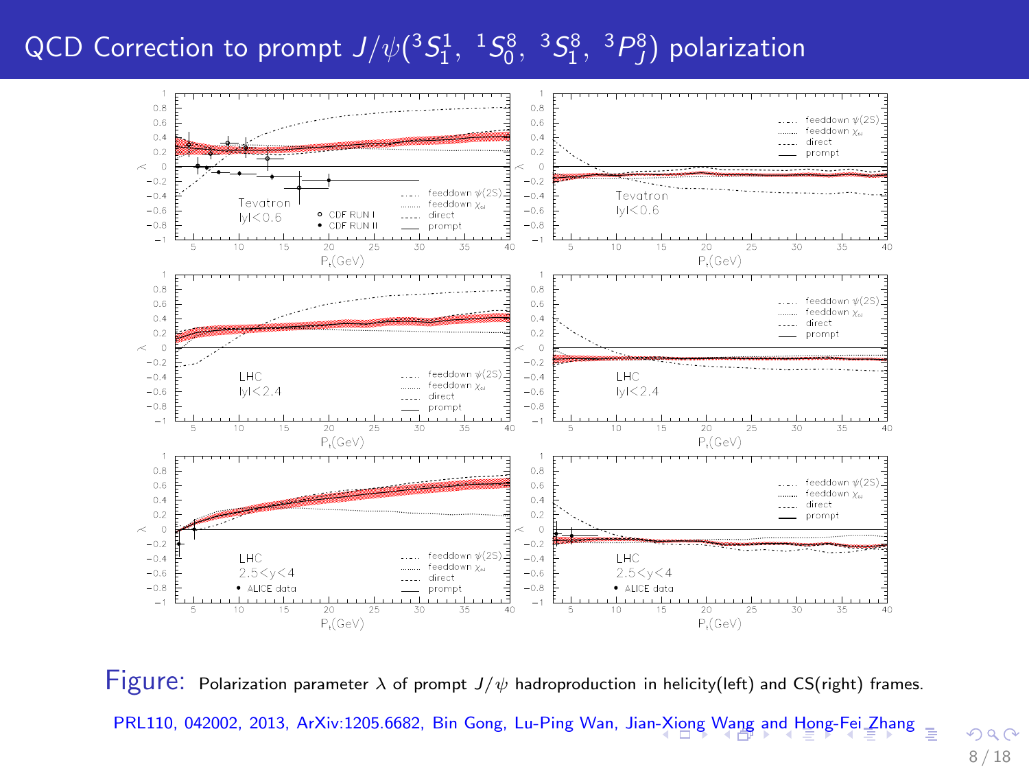# QCD Correction to prompt $J/\psi({}^3S_1^1,\ {}^1S_0^8,\ {}^3S_1^8,\ {}^3P_J^8)$ polarization

Figure: Polarization parameter $\lambda$ of prompt $J/\psi$ hadroproduction in helicity(left) and CS(right) frames.

PRL110, 042002, 2013, ArXiv:1205.6682, Bin Gong, Lu-Ping Wan, Jian-Xiong Wang and Hong-Fei Zhang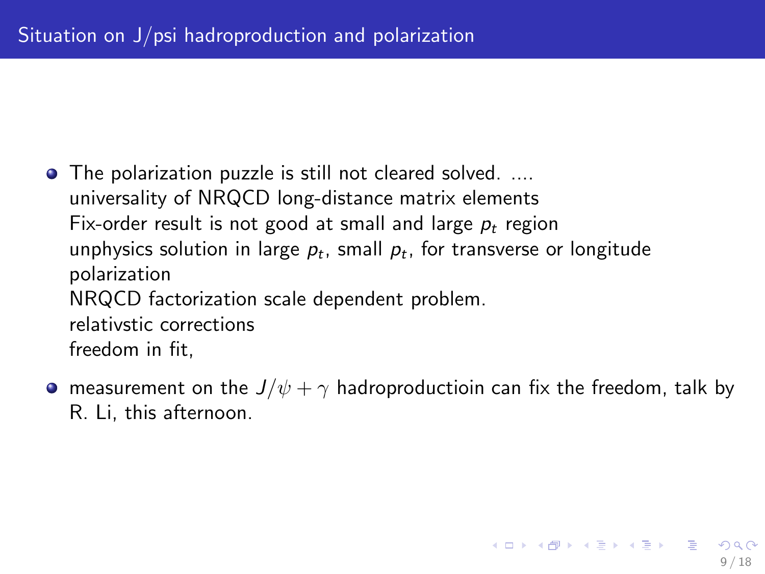## Situation on J/psi hadroproduction and polarization

- The polarization puzzle is still not cleared solved. ....
  universality of NRQCD long-distance matrix elements
  Fix-order result is not good at small and large $p_t$ region
  unphysics solution in large $p_t$, small $p_t$, for transverse or longitude polarization
  NRQCD factorization scale dependent problem.
  relativstic corrections
  freedom in fit,
- measurement on the $J/\psi + \gamma$ hadroproductioin can fix the freedom, talk by R. Li, this afternoon.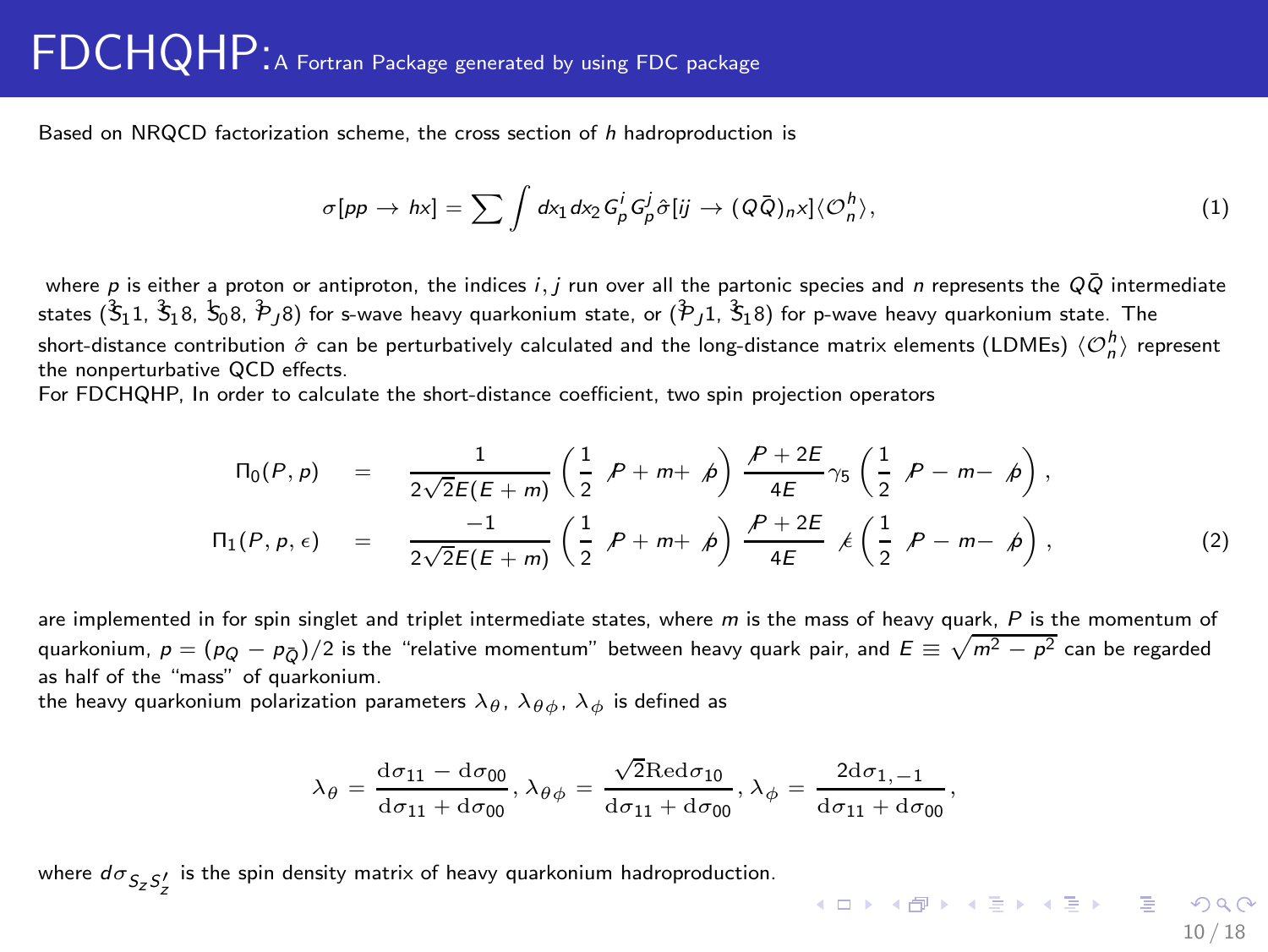# FDCHQHP: A Fortran Package generated by using FDC package

Based on NRQCD factorization scheme, the cross section of $h$ hadroproduction is

$$\sigma[pp \to hx] = \sum \int dx_1 dx_2 G_p^i G_p^j \hat{\sigma}[ij \to (Q\bar{Q})_n x] \langle \mathcal{O}_n^h \rangle, \tag{1}$$

where $p$ is either a proton or antiproton, the indices $i, j$ run over all the partonic species and $n$ represents the $Q\bar{Q}$ intermediate states (${}^3S_1 1$, ${}^3S_1 8$, ${}^1S_0 8$, ${}^3P_J 8$) for s-wave heavy quarkonium state, or (${}^3P_J 1$, ${}^3S_1 8$) for p-wave heavy quarkonium state. The short-distance contribution $\hat{\sigma}$ can be perturbatively calculated and the long-distance matrix elements (LDMEs) $\langle \mathcal{O}_n^h \rangle$ represent the nonperturbative QCD effects.

For FDCHQHP, In order to calculate the short-distance coefficient, two spin projection operators

$$\begin{aligned}
\Pi_0(P, p) &= \frac{1}{2\sqrt{2}E(E+m)} \left( \frac{1}{2} \not{P} + m + \not{p} \right) \frac{\not{P} + 2E}{4E} \gamma_5 \left( \frac{1}{2} \not{P} - m - \not{p} \right), \\
\Pi_1(P, p, \epsilon) &= \frac{-1}{2\sqrt{2}E(E+m)} \left( \frac{1}{2} \not{P} + m + \not{p} \right) \frac{\not{P} + 2E}{4E} \not{\epsilon} \left( \frac{1}{2} \not{P} - m - \not{p} \right),
\end{aligned} \tag{2}$$

are implemented in for spin singlet and triplet intermediate states, where $m$ is the mass of heavy quark, $P$ is the momentum of quarkonium, $p = (p_Q - p_{\bar{Q}})/2$ is the "relative momentum" between heavy quark pair, and $E \equiv \sqrt{m^2 - p^2}$ can be regarded as half of the "mass" of quarkonium.

the heavy quarkonium polarization parameters $\lambda_\theta$, $\lambda_{\theta\phi}$, $\lambda_\phi$ is defined as

$$\lambda_\theta = \frac{\mathrm{d}\sigma_{11} - \mathrm{d}\sigma_{00}}{\mathrm{d}\sigma_{11} + \mathrm{d}\sigma_{00}}, \lambda_{\theta\phi} = \frac{\sqrt{2}\mathrm{Re}\mathrm{d}\sigma_{10}}{\mathrm{d}\sigma_{11} + \mathrm{d}\sigma_{00}}, \lambda_\phi = \frac{2\mathrm{d}\sigma_{1,-1}}{\mathrm{d}\sigma_{11} + \mathrm{d}\sigma_{00}},$$

where $d\sigma_{S_z S_z'}$ is the spin density matrix of heavy quarkonium hadroproduction.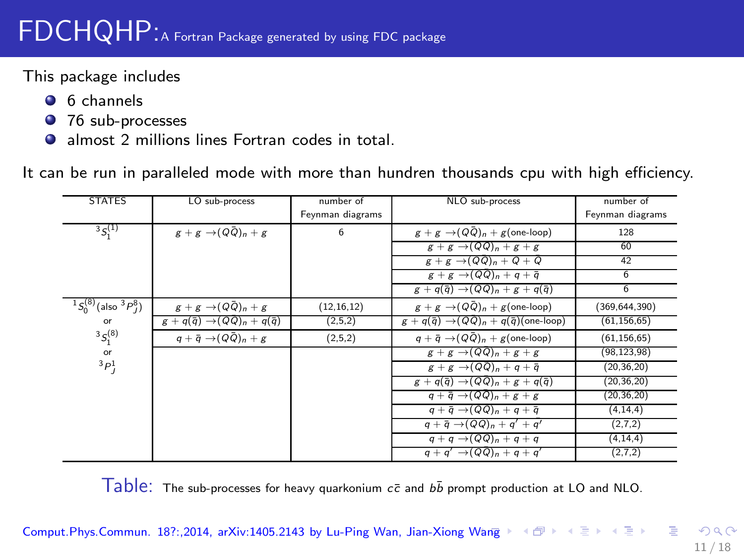# FDCHQHP: A Fortran Package generated by using FDC package

This package includes

- 6 channels
- 76 sub-processes
- almost 2 millions lines Fortran codes in total.

It can be run in paralleled mode with more than hundren thousands cpu with high efficiency.

| STATES | LO sub-process | number of Feynman diagrams | NLO sub-process | number of Feynman diagrams |
|---|---|---|---|---|
| ${}^3S_1^{(1)}$ | $g+g \to (Q\bar{Q})_n + g$ | 6 | $g+g \to (Q\bar{Q})_n + g$(one-loop) | 128 |
| | | | $g+g \to (Q\bar{Q})_n + g + g$ | 60 |
| | | | $g+g \to (Q\bar{Q})_n + Q + \bar{Q}$ | 42 |
| | | | $g+g \to (Q\bar{Q})_n + q + \bar{q}$ | 6 |
| | | | $g+q(\bar{q}) \to (Q\bar{Q})_n + g + q(\bar{q})$ | 6 |
| ${}^1S_0^{(8)}$(also ${}^3P_J^8$) | $g+g \to (Q\bar{Q})_n + g$ | (12,16,12) | $g+g \to (Q\bar{Q})_n + g$(one-loop) | (369,644,390) |
| or | $g+q(\bar{q}) \to (Q\bar{Q})_n + q(\bar{q})$ | (2,5,2) | $g+q(\bar{q}) \to (Q\bar{Q})_n + q(\bar{q})$(one-loop) | (61,156,65) |
| ${}^3S_1^{(8)}$ | $q+\bar{q} \to (Q\bar{Q})_n + g$ | (2,5,2) | $q+\bar{q} \to (Q\bar{Q})_n + g$(one-loop) | (61,156,65) |
| or | | | $g+g \to (Q\bar{Q})_n + g + g$ | (98,123,98) |
| ${}^3P_J^1$ | | | $g+g \to (Q\bar{Q})_n + q + \bar{q}$ | (20,36,20) |
| | | | $g+q(\bar{q}) \to (Q\bar{Q})_n + g + q(\bar{q})$ | (20,36,20) |
| | | | $q+\bar{q} \to (Q\bar{Q})_n + g + g$ | (20,36,20) |
| | | | $q+\bar{q} \to (Q\bar{Q})_n + q + \bar{q}$ | (4,14,4) |
| | | | $q+\bar{q} \to (Q\bar{Q})_n + q' + \bar{q}'$ | (2,7,2) |
| | | | $q+q \to (Q\bar{Q})_n + q + q$ | (4,14,4) |
| | | | $q+q' \to (Q\bar{Q})_n + q + q'$ | (2,7,2) |

Table: The sub-processes for heavy quarkonium $c\bar{c}$ and $b\bar{b}$ prompt production at LO and NLO.

Comput.Phys.Commun. 18?:,2014, arXiv:1405.2143 by Lu-Ping Wan, Jian-Xiong Wang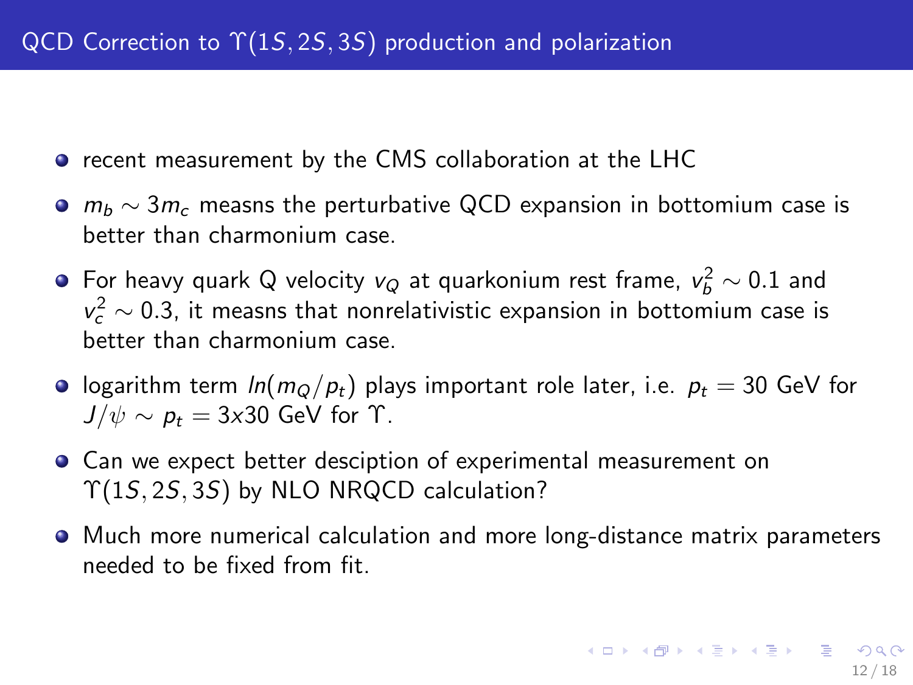# QCD Correction to $\Upsilon(1S, 2S, 3S)$ production and polarization

- recent measurement by the CMS collaboration at the LHC
- $m_b \sim 3m_c$ measns the perturbative QCD expansion in bottomium case is better than charmonium case.
- For heavy quark Q velocity $v_Q$ at quarkonium rest frame, $v_b^2 \sim 0.1$ and $v_c^2 \sim 0.3$, it measns that nonrelativistic expansion in bottomium case is better than charmonium case.
- logarithm term $ln(m_Q/p_t)$ plays important role later, i.e. $p_t = 30$ GeV for $J/\psi \sim p_t = 3x30$ GeV for $\Upsilon$.
- Can we expect better desciption of experimental measurement on $\Upsilon(1S, 2S, 3S)$ by NLO NRQCD calculation?
- Much more numerical calculation and more long-distance matrix parameters needed to be fixed from fit.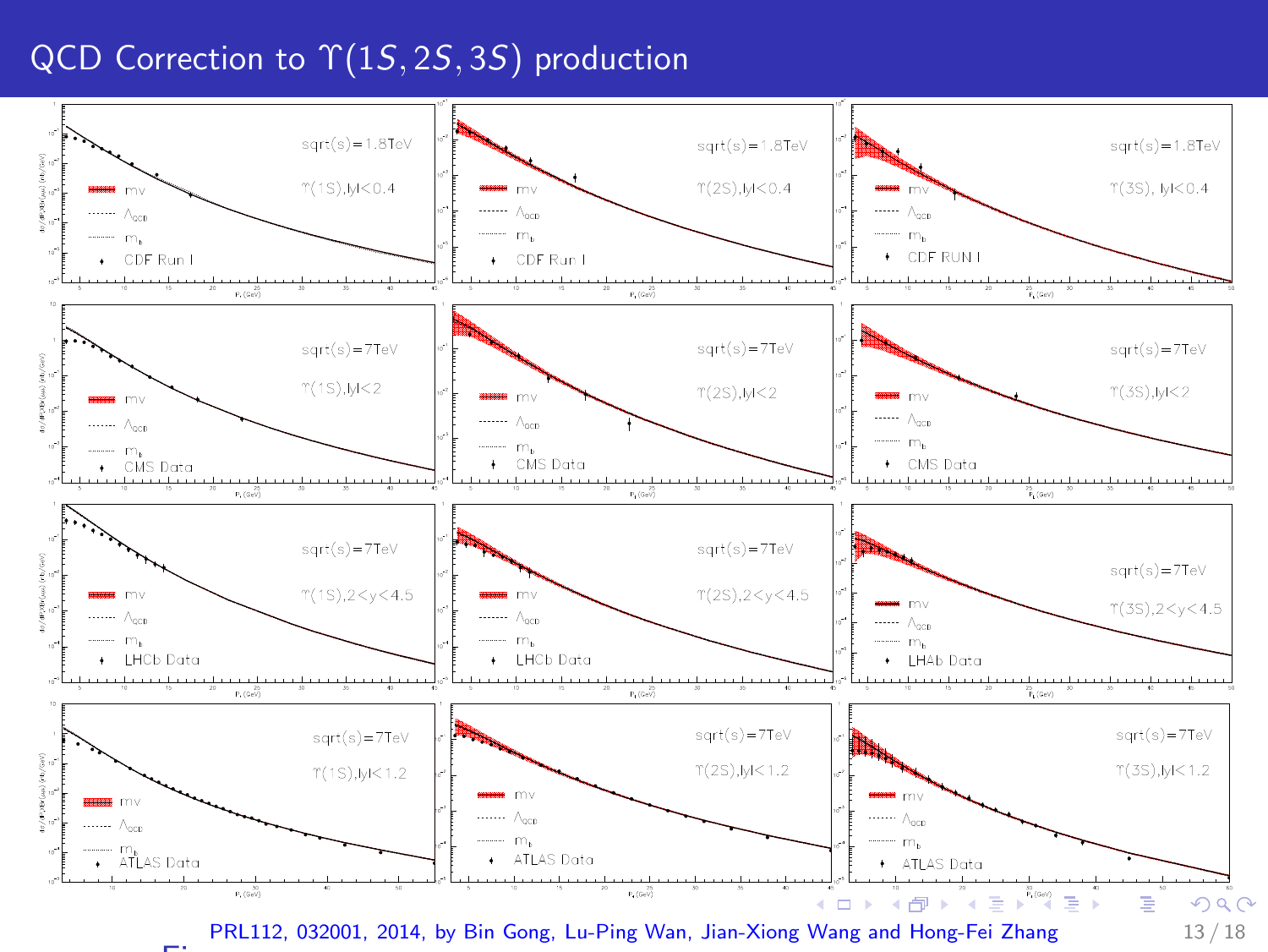# QCD Correction to $\Upsilon(1S, 2S, 3S)$ production

PRL112, 032001, 2014, by Bin Gong, Lu-Ping Wan, Jian-Xiong Wang and Hong-Fei Zhang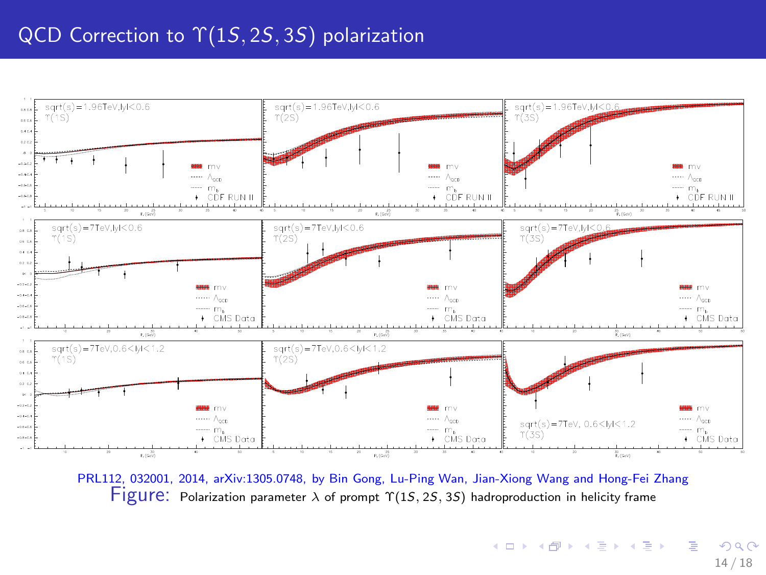# QCD Correction to $\Upsilon(1S, 2S, 3S)$ polarization

PRL112, 032001, 2014, arXiv:1305.0748, by Bin Gong, Lu-Ping Wan, Jian-Xiong Wang and Hong-Fei Zhang

Figure: Polarization parameter $\lambda$ of prompt $\Upsilon(1S, 2S, 3S)$ hadroproduction in helicity frame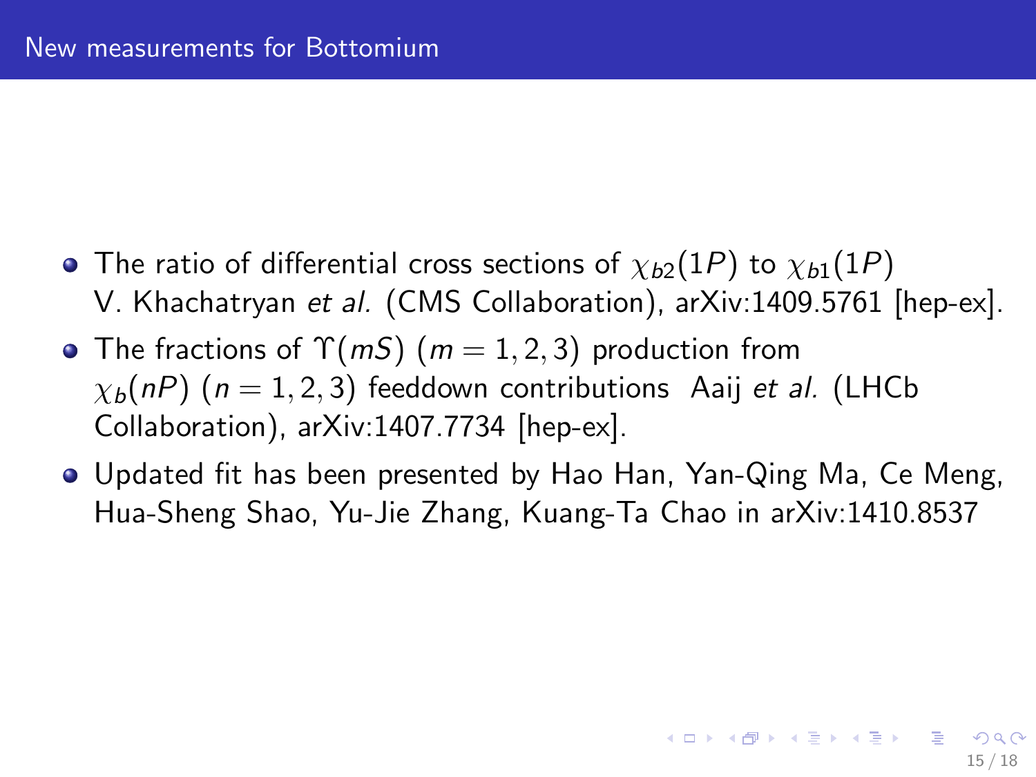## New measurements for Bottomium

- The ratio of differential cross sections of $\chi_{b2}(1P)$ to $\chi_{b1}(1P)$ V. Khachatryan *et al.* (CMS Collaboration), arXiv:1409.5761 [hep-ex].
- The fractions of $\Upsilon(mS)$ ($m = 1, 2, 3$) production from $\chi_b(nP)$ ($n = 1, 2, 3$) feeddown contributions Aaij *et al.* (LHCb Collaboration), arXiv:1407.7734 [hep-ex].
- Updated fit has been presented by Hao Han, Yan-Qing Ma, Ce Meng, Hua-Sheng Shao, Yu-Jie Zhang, Kuang-Ta Chao in arXiv:1410.8537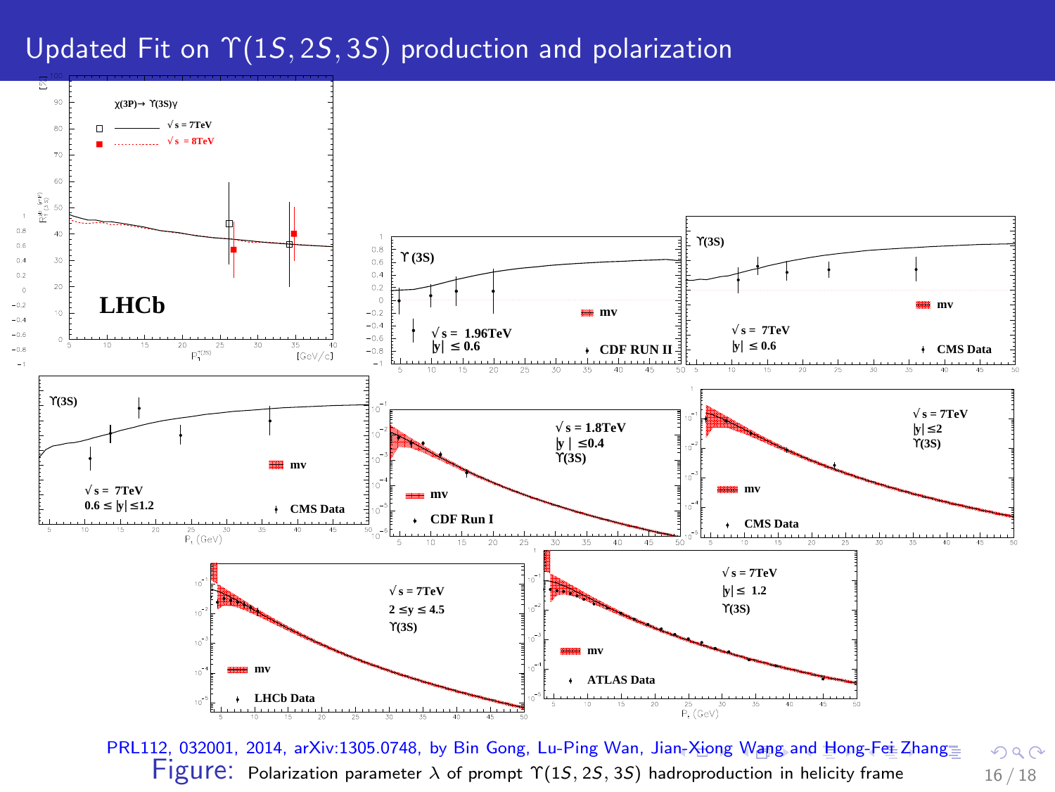# Updated Fit on $\Upsilon(1S, 2S, 3S)$ production and polarization

PRL112, 032001, 2014, arXiv:1305.0748, by Bin Gong, Lu-Ping Wan, Jian-Xiong Wang and Hong-Fei Zhang

Figure: Polarization parameter $\lambda$ of prompt $\Upsilon(1S, 2S, 3S)$ hadroproduction in helicity frame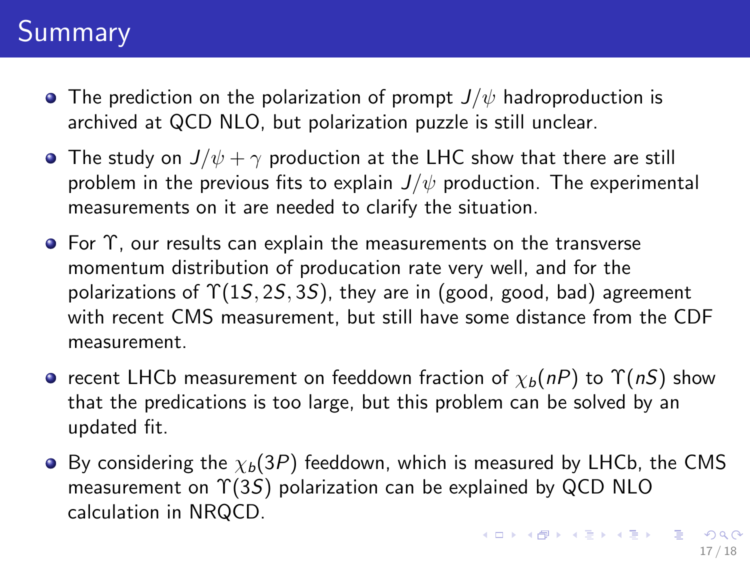# Summary

- The prediction on the polarization of prompt $J/\psi$ hadroproduction is archived at QCD NLO, but polarization puzzle is still unclear.
- The study on $J/\psi + \gamma$ production at the LHC show that there are still problem in the previous fits to explain $J/\psi$ production. The experimental measurements on it are needed to clarify the situation.
- For $\Upsilon$, our results can explain the measurements on the transverse momentum distribution of producation rate very well, and for the polarizations of $\Upsilon(1S, 2S, 3S)$, they are in (good, good, bad) agreement with recent CMS measurement, but still have some distance from the CDF measurement.
- recent LHCb measurement on feeddown fraction of $\chi_b(nP)$ to $\Upsilon(nS)$ show that the predications is too large, but this problem can be solved by an updated fit.
- By considering the $\chi_b(3P)$ feeddown, which is measured by LHCb, the CMS measurement on $\Upsilon(3S)$ polarization can be explained by QCD NLO calculation in NRQCD.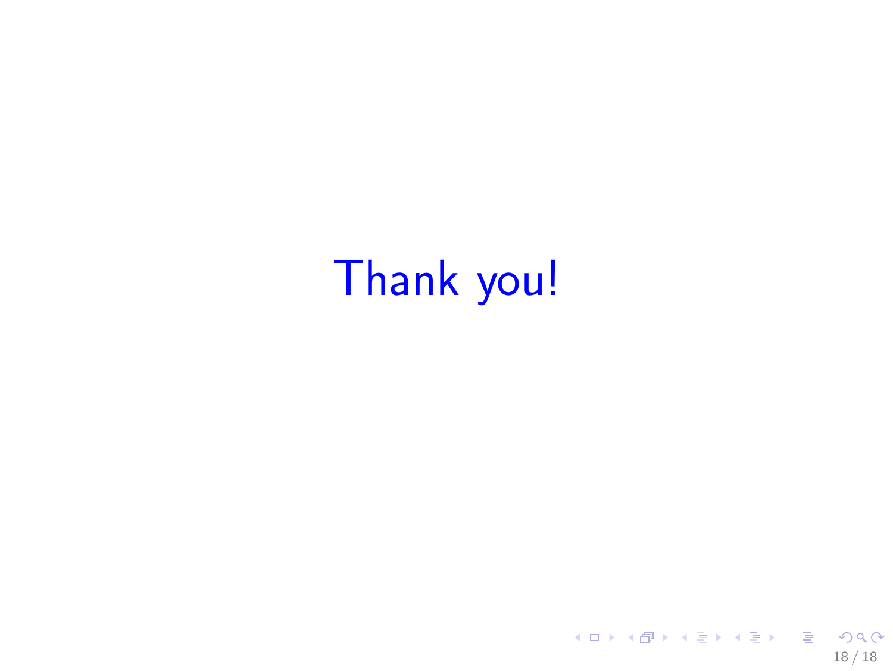Thank you!